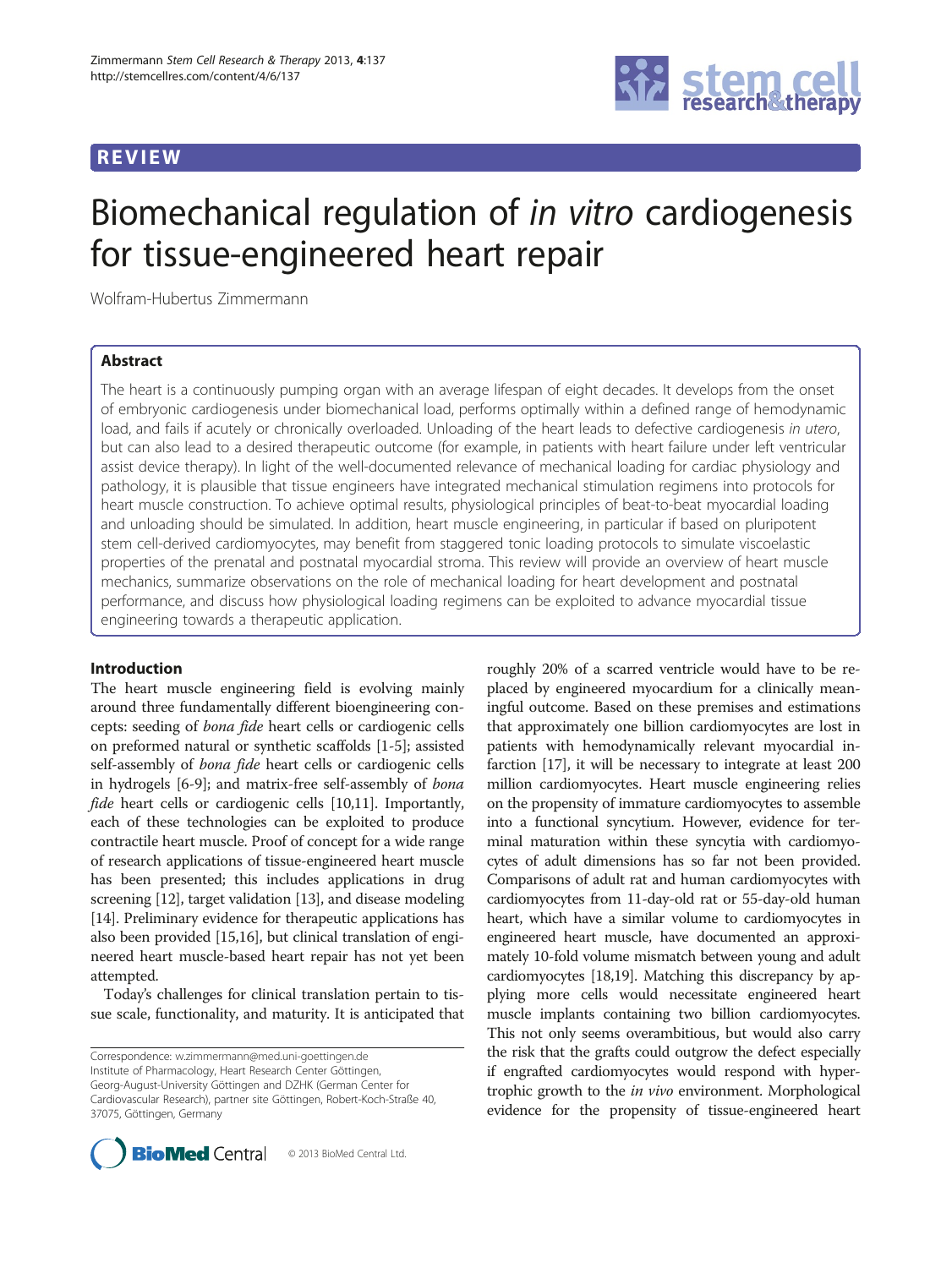## REVIEW

# Biomechanical regulation of *in vitro* cardiogenesis for tissue-engineered heart repair

Wolfram-Hubertus Zimmermann

## Abstract

The heart is a continuously pumping organ with an average lifespan of eight decades. It develops from the onset of embryonic cardiogenesis under biomechanical load, performs optimally within a defined range of hemodynamic load, and fails if acutely or chronically overloaded. Unloading of the heart leads to defective cardiogenesis *in utero*, but can also lead to a desired therapeutic outcome (for example, in patients with heart failure under left ventricular assist device therapy). In light of the well-documented relevance of mechanical loading for cardiac physiology and pathology, it is plausible that tissue engineers have integrated mechanical stimulation regimens into protocols for heart muscle construction. To achieve optimal results, physiological principles of beat-to-beat myocardial loading and unloading should be simulated. In addition, heart muscle engineering, in particular if based on pluripotent stem cell-derived cardiomyocytes, may benefit from staggered tonic loading protocols to simulate viscoelastic properties of the prenatal and postnatal myocardial stroma. This review will provide an overview of heart muscle mechanics, summarize observations on the role of mechanical loading for heart development and postnatal performance, and discuss how physiological loading regimens can be exploited to advance myocardial tissue engineering towards a therapeutic application.

## Introduction

The heart muscle engineering field is evolving mainly around three fundamentally different bioengineering concepts: seeding of *bona fide* heart cells or cardiogenic cells on preformed natural or synthetic scaffolds [1-5]; assisted self-assembly of *bona fide* heart cells or cardiogenic cells in hydrogels [6-9]; and matrix-free self-assembly of *bona fide* heart cells or cardiogenic cells [10,11]. Importantly, each of these technologies can be exploited to produce contractile heart muscle. Proof of concept for a wide range of research applications of tissue-engineered heart muscle has been presented; this includes applications in drug screening [12], target validation [13], and disease modeling [14]. Preliminary evidence for therapeutic applications has also been provided [15,16], but clinical translation of engineered heart muscle-based heart repair has not yet been attempted.

Today's challenges for clinical translation pertain to tissue scale, functionality, and maturity. It is anticipated that roughly 20% of a scarred ventricle would have to be replaced by engineered myocardium for a clinically meaningful outcome. Based on these premises and estimations that approximately one billion cardiomyocytes are lost in patients with hemodynamically relevant myocardial infarction [17], it will be necessary to integrate at least 200 million cardiomyocytes. Heart muscle engineering relies on the propensity of immature cardiomyocytes to assemble into a functional syncytium. However, evidence for terminal maturation within these syncytia with cardiomyocytes of adult dimensions has so far not been provided. Comparisons of adult rat and human cardiomyocytes with cardiomyocytes from 11-day-old rat or 55-day-old human heart, which have a similar volume to cardiomyocytes in engineered heart muscle, have documented an approximately 10-fold volume mismatch between young and adult cardiomyocytes [18,19]. Matching this discrepancy by applying more cells would necessitate engineered heart muscle implants containing two billion cardiomyocytes. This not only seems overambitious, but would also carry the risk that the grafts could outgrow the defect especially if engrafted cardiomyocytes would respond with hypertrophic growth to the *in vivo* environment. Morphological evidence for the propensity of tissue-engineered heart

Correspondence: w.zimmermann@med.uni-goettingen.de
Institute of Pharmacology, Heart Research Center Göttingen, Georg-August-University Göttingen and DZHK (German Center for Cardiovascular Research), partner site Göttingen, Robert-Koch-Straße 40, 37075, Göttingen, Germany

© 2013 BioMed Central Ltd.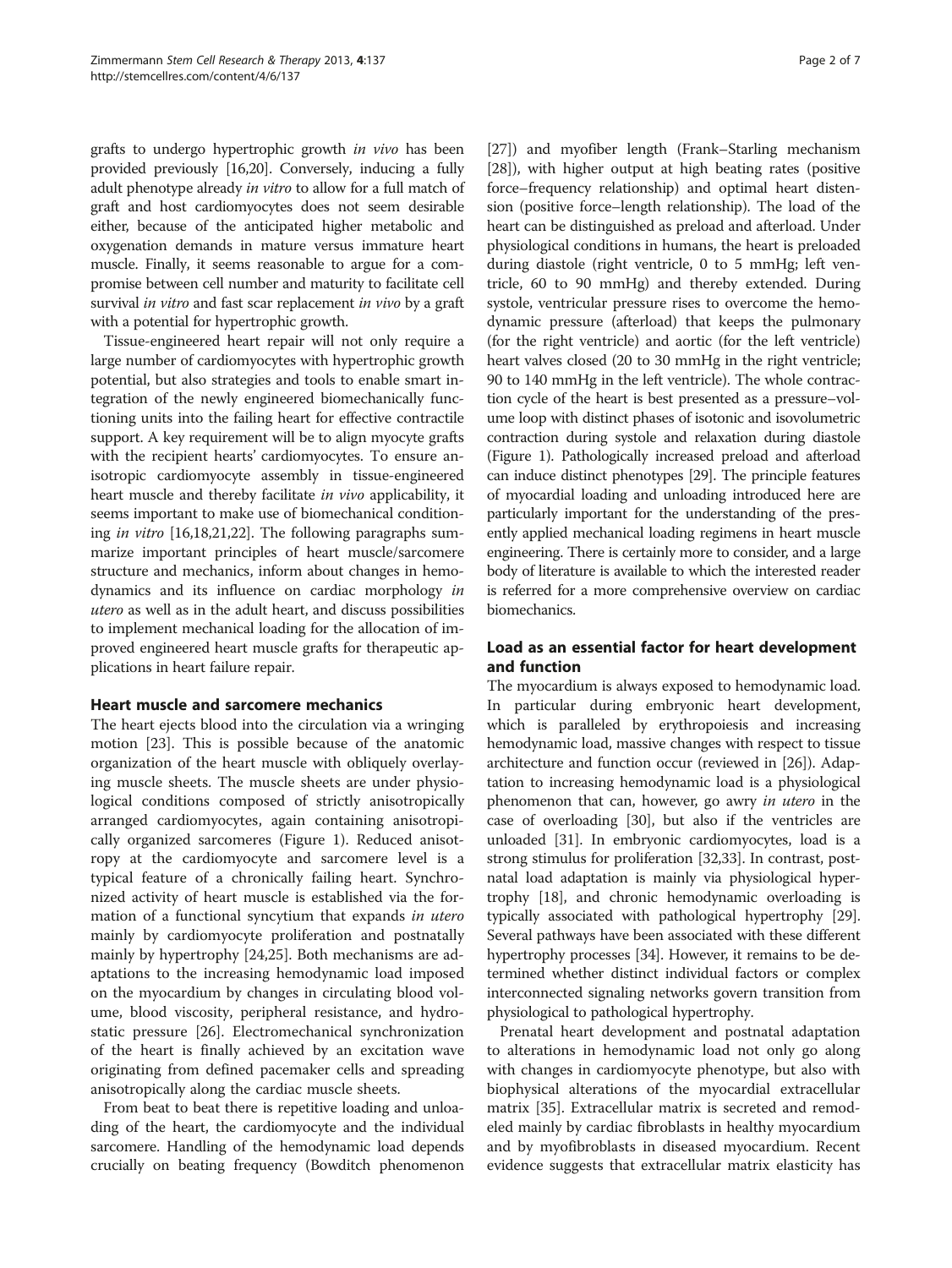grafts to undergo hypertrophic growth *in vivo* has been provided previously [16,20]. Conversely, inducing a fully adult phenotype already *in vitro* to allow for a full match of graft and host cardiomyocytes does not seem desirable either, because of the anticipated higher metabolic and oxygenation demands in mature versus immature heart muscle. Finally, it seems reasonable to argue for a compromise between cell number and maturity to facilitate cell survival *in vitro* and fast scar replacement *in vivo* by a graft with a potential for hypertrophic growth.

Tissue-engineered heart repair will not only require a large number of cardiomyocytes with hypertrophic growth potential, but also strategies and tools to enable smart integration of the newly engineered biomechanically functioning units into the failing heart for effective contractile support. A key requirement will be to align myocyte grafts with the recipient hearts' cardiomyocytes. To ensure anisotropic cardiomyocyte assembly in tissue-engineered heart muscle and thereby facilitate *in vivo* applicability, it seems important to make use of biomechanical conditioning *in vitro* [16,18,21,22]. The following paragraphs summarize important principles of heart muscle/sarcomere structure and mechanics, inform about changes in hemodynamics and its influence on cardiac morphology *in utero* as well as in the adult heart, and discuss possibilities to implement mechanical loading for the allocation of improved engineered heart muscle grafts for therapeutic applications in heart failure repair.

## Heart muscle and sarcomere mechanics

The heart ejects blood into the circulation via a wringing motion [23]. This is possible because of the anatomic organization of the heart muscle with obliquely overlaying muscle sheets. The muscle sheets are under physiological conditions composed of strictly anisotropically arranged cardiomyocytes, again containing anisotropically organized sarcomeres (Figure 1). Reduced anisotropy at the cardiomyocyte and sarcomere level is a typical feature of a chronically failing heart. Synchronized activity of heart muscle is established via the formation of a functional syncytium that expands *in utero* mainly by cardiomyocyte proliferation and postnatally mainly by hypertrophy [24,25]. Both mechanisms are adaptations to the increasing hemodynamic load imposed on the myocardium by changes in circulating blood volume, blood viscosity, peripheral resistance, and hydrostatic pressure [26]. Electromechanical synchronization of the heart is finally achieved by an excitation wave originating from defined pacemaker cells and spreading anisotropically along the cardiac muscle sheets.

From beat to beat there is repetitive loading and unloading of the heart, the cardiomyocyte and the individual sarcomere. Handling of the hemodynamic load depends crucially on beating frequency (Bowditch phenomenon [27]) and myofiber length (Frank–Starling mechanism [28]), with higher output at high beating rates (positive force–frequency relationship) and optimal heart distension (positive force–length relationship). The load of the heart can be distinguished as preload and afterload. Under physiological conditions in humans, the heart is preloaded during diastole (right ventricle, 0 to 5 mmHg; left ventricle, 60 to 90 mmHg) and thereby extended. During systole, ventricular pressure rises to overcome the hemodynamic pressure (afterload) that keeps the pulmonary (for the right ventricle) and aortic (for the left ventricle) heart valves closed (20 to 30 mmHg in the right ventricle; 90 to 140 mmHg in the left ventricle). The whole contraction cycle of the heart is best presented as a pressure–volume loop with distinct phases of isotonic and isovolumetric contraction during systole and relaxation during diastole (Figure 1). Pathologically increased preload and afterload can induce distinct phenotypes [29]. The principle features of myocardial loading and unloading introduced here are particularly important for the understanding of the presently applied mechanical loading regimens in heart muscle engineering. There is certainly more to consider, and a large body of literature is available to which the interested reader is referred for a more comprehensive overview on cardiac biomechanics.

## Load as an essential factor for heart development and function

The myocardium is always exposed to hemodynamic load. In particular during embryonic heart development, which is paralleled by erythropoiesis and increasing hemodynamic load, massive changes with respect to tissue architecture and function occur (reviewed in [26]). Adaptation to increasing hemodynamic load is a physiological phenomenon that can, however, go awry *in utero* in the case of overloading [30], but also if the ventricles are unloaded [31]. In embryonic cardiomyocytes, load is a strong stimulus for proliferation [32,33]. In contrast, postnatal load adaptation is mainly via physiological hypertrophy [18], and chronic hemodynamic overloading is typically associated with pathological hypertrophy [29]. Several pathways have been associated with these different hypertrophy processes [34]. However, it remains to be determined whether distinct individual factors or complex interconnected signaling networks govern transition from physiological to pathological hypertrophy.

Prenatal heart development and postnatal adaptation to alterations in hemodynamic load not only go along with changes in cardiomyocyte phenotype, but also with biophysical alterations of the myocardial extracellular matrix [35]. Extracellular matrix is secreted and remodeled mainly by cardiac fibroblasts in healthy myocardium and by myofibroblasts in diseased myocardium. Recent evidence suggests that extracellular matrix elasticity has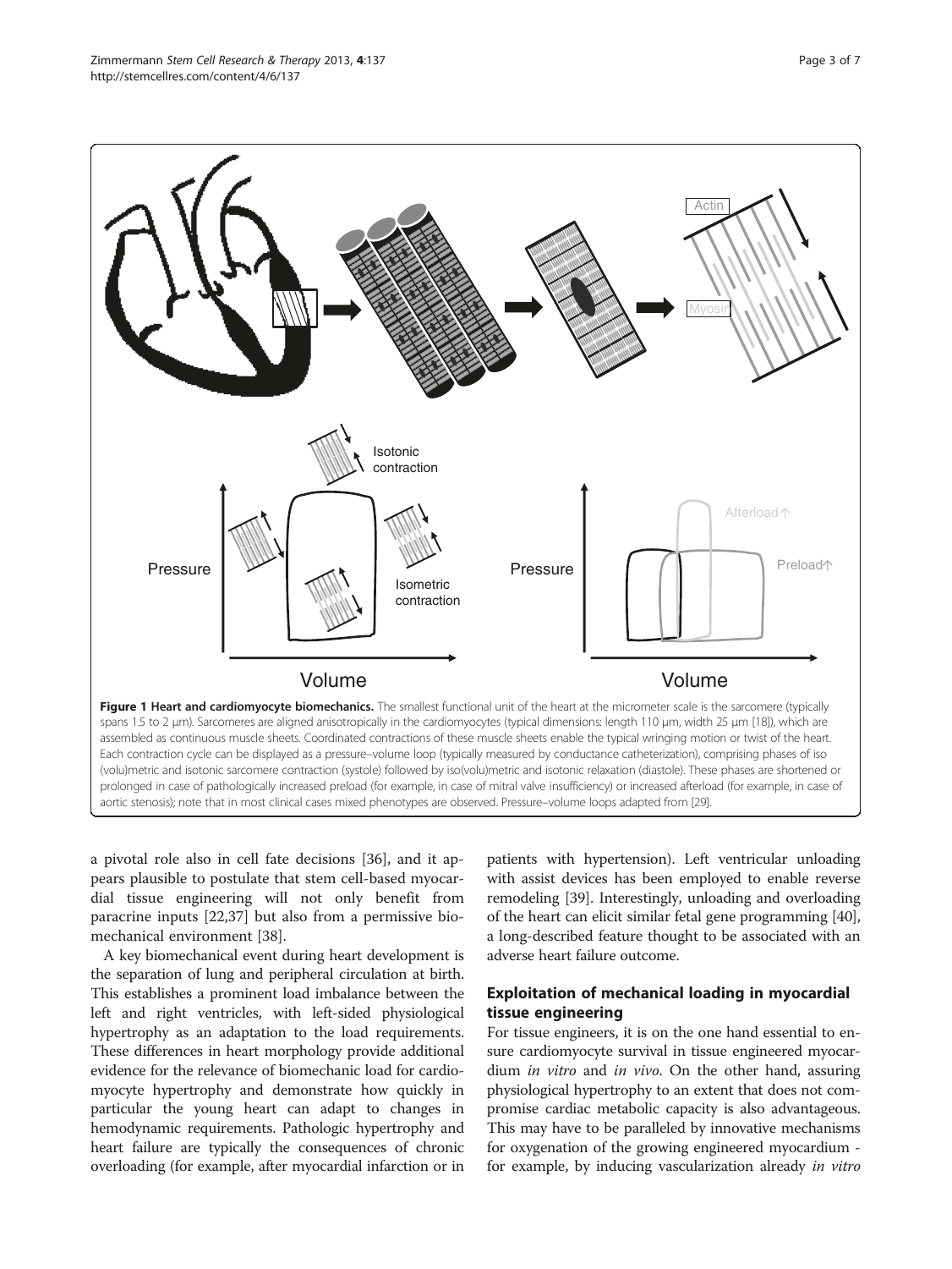**Figure 1 Heart and cardiomyocyte biomechanics.** The smallest functional unit of the heart at the micrometer scale is the sarcomere (typically spans 1.5 to 2 μm). Sarcomeres are aligned anisotropically in the cardiomyocytes (typical dimensions: length 110 μm, width 25 μm [18]), which are assembled as continuous muscle sheets. Coordinated contractions of these muscle sheets enable the typical wringing motion or twist of the heart. Each contraction cycle can be displayed as a pressure–volume loop (typically measured by conductance catheterization), comprising phases of iso (volu)metric and isotonic sarcomere contraction (systole) followed by iso(volu)metric and isotonic relaxation (diastole). These phases are shortened or prolonged in case of pathologically increased preload (for example, in case of mitral valve insufficiency) or increased afterload (for example, in case of aortic stenosis); note that in most clinical cases mixed phenotypes are observed. Pressure–volume loops adapted from [29].

a pivotal role also in cell fate decisions [36], and it appears plausible to postulate that stem cell-based myocardial tissue engineering will not only benefit from paracrine inputs [22,37] but also from a permissive biomechanical environment [38].

A key biomechanical event during heart development is the separation of lung and peripheral circulation at birth. This establishes a prominent load imbalance between the left and right ventricles, with left-sided physiological hypertrophy as an adaptation to the load requirements. These differences in heart morphology provide additional evidence for the relevance of biomechanic load for cardiomyocyte hypertrophy and demonstrate how quickly in particular the young heart can adapt to changes in hemodynamic requirements. Pathologic hypertrophy and heart failure are typically the consequences of chronic overloading (for example, after myocardial infarction or in patients with hypertension). Left ventricular unloading with assist devices has been employed to enable reverse remodeling [39]. Interestingly, unloading and overloading of the heart can elicit similar fetal gene programming [40], a long-described feature thought to be associated with an adverse heart failure outcome.

## Exploitation of mechanical loading in myocardial tissue engineering

For tissue engineers, it is on the one hand essential to ensure cardiomyocyte survival in tissue engineered myocardium *in vitro* and *in vivo*. On the other hand, assuring physiological hypertrophy to an extent that does not compromise cardiac metabolic capacity is also advantageous. This may have to be paralleled by innovative mechanisms for oxygenation of the growing engineered myocardium - for example, by inducing vascularization already *in vitro*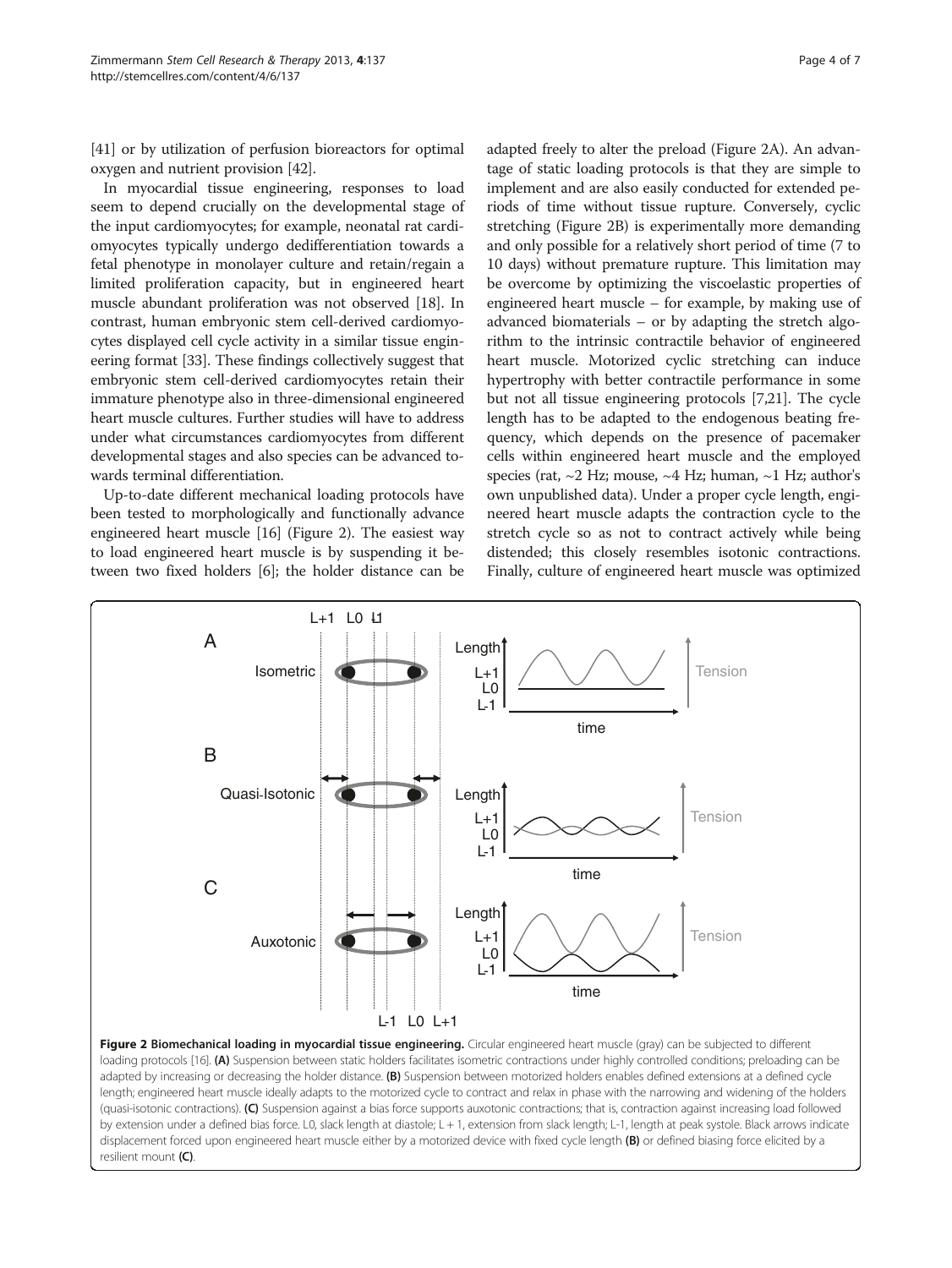[41] or by utilization of perfusion bioreactors for optimal oxygen and nutrient provision [42].

In myocardial tissue engineering, responses to load seem to depend crucially on the developmental stage of the input cardiomyocytes; for example, neonatal rat cardiomyocytes typically undergo dedifferentiation towards a fetal phenotype in monolayer culture and retain/regain a limited proliferation capacity, but in engineered heart muscle abundant proliferation was not observed [18]. In contrast, human embryonic stem cell-derived cardiomyocytes displayed cell cycle activity in a similar tissue engineering format [33]. These findings collectively suggest that embryonic stem cell-derived cardiomyocytes retain their immature phenotype also in three-dimensional engineered heart muscle cultures. Further studies will have to address under what circumstances cardiomyocytes from different developmental stages and also species can be advanced towards terminal differentiation.

Up-to-date different mechanical loading protocols have been tested to morphologically and functionally advance engineered heart muscle [16] (Figure 2). The easiest way to load engineered heart muscle is by suspending it between two fixed holders [6]; the holder distance can be adapted freely to alter the preload (Figure 2A). An advantage of static loading protocols is that they are simple to implement and are also easily conducted for extended periods of time without tissue rupture. Conversely, cyclic stretching (Figure 2B) is experimentally more demanding and only possible for a relatively short period of time (7 to 10 days) without premature rupture. This limitation may be overcome by optimizing the viscoelastic properties of engineered heart muscle – for example, by making use of advanced biomaterials – or by adapting the stretch algorithm to the intrinsic contractile behavior of engineered heart muscle. Motorized cyclic stretching can induce hypertrophy with better contractile performance in some but not all tissue engineering protocols [7,21]. The cycle length has to be adapted to the endogenous beating frequency, which depends on the presence of pacemaker cells within engineered heart muscle and the employed species (rat, ~2 Hz; mouse, ~4 Hz; human, ~1 Hz; author's own unpublished data). Under a proper cycle length, engineered heart muscle adapts the contraction cycle to the stretch cycle so as not to contract actively while being distended; this closely resembles isotonic contractions. Finally, culture of engineered heart muscle was optimized

**Figure 2 Biomechanical loading in myocardial tissue engineering.** Circular engineered heart muscle (gray) can be subjected to different loading protocols [16]. **(A)** Suspension between static holders facilitates isometric contractions under highly controlled conditions; preloading can be adapted by increasing or decreasing the holder distance. **(B)** Suspension between motorized holders enables defined extensions at a defined cycle length; engineered heart muscle ideally adapts to the motorized cycle to contract and relax in phase with the narrowing and widening of the holders (quasi-isotonic contractions). **(C)** Suspension against a bias force supports auxotonic contractions; that is, contraction against increasing load followed by extension under a defined bias force. L0, slack length at diastole; L + 1, extension from slack length; L-1, length at peak systole. Black arrows indicate displacement forced upon engineered heart muscle either by a motorized device with fixed cycle length **(B)** or defined biasing force elicited by a resilient mount **(C)**.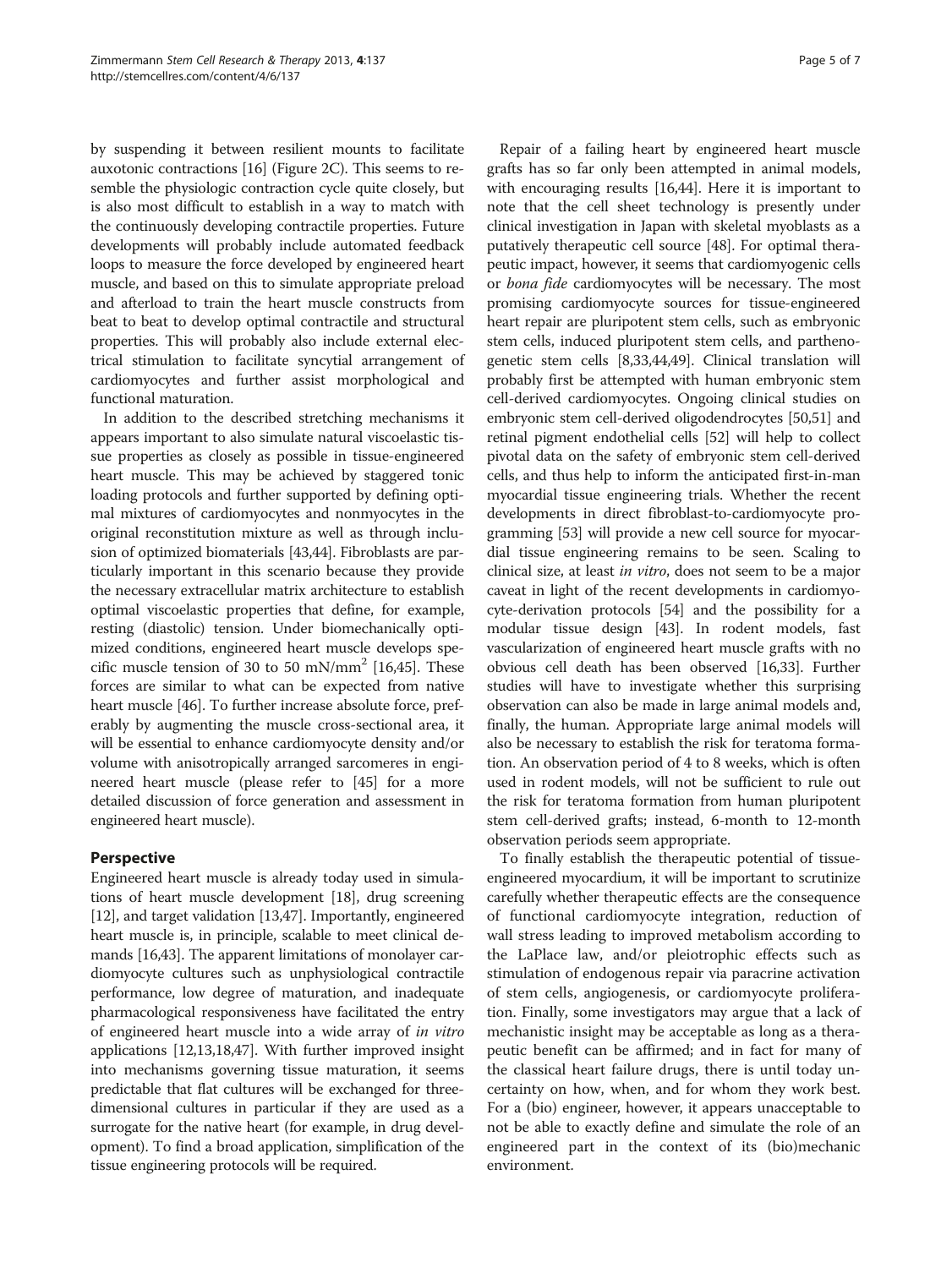by suspending it between resilient mounts to facilitate auxotonic contractions [16] (Figure 2C). This seems to resemble the physiologic contraction cycle quite closely, but is also most difficult to establish in a way to match with the continuously developing contractile properties. Future developments will probably include automated feedback loops to measure the force developed by engineered heart muscle, and based on this to simulate appropriate preload and afterload to train the heart muscle constructs from beat to beat to develop optimal contractile and structural properties. This will probably also include external electrical stimulation to facilitate syncytial arrangement of cardiomyocytes and further assist morphological and functional maturation.

In addition to the described stretching mechanisms it appears important to also simulate natural viscoelastic tissue properties as closely as possible in tissue-engineered heart muscle. This may be achieved by staggered tonic loading protocols and further supported by defining optimal mixtures of cardiomyocytes and nonmyocytes in the original reconstitution mixture as well as through inclusion of optimized biomaterials [43,44]. Fibroblasts are particularly important in this scenario because they provide the necessary extracellular matrix architecture to establish optimal viscoelastic properties that define, for example, resting (diastolic) tension. Under biomechanically optimized conditions, engineered heart muscle develops specific muscle tension of 30 to 50 mN/mm$^2$ [16,45]. These forces are similar to what can be expected from native heart muscle [46]. To further increase absolute force, preferably by augmenting the muscle cross-sectional area, it will be essential to enhance cardiomyocyte density and/or volume with anisotropically arranged sarcomeres in engineered heart muscle (please refer to [45] for a more detailed discussion of force generation and assessment in engineered heart muscle).

## Perspective

Engineered heart muscle is already today used in simulations of heart muscle development [18], drug screening [12], and target validation [13,47]. Importantly, engineered heart muscle is, in principle, scalable to meet clinical demands [16,43]. The apparent limitations of monolayer cardiomyocyte cultures such as unphysiological contractile performance, low degree of maturation, and inadequate pharmacological responsiveness have facilitated the entry of engineered heart muscle into a wide array of *in vitro* applications [12,13,18,47]. With further improved insight into mechanisms governing tissue maturation, it seems predictable that flat cultures will be exchanged for three-dimensional cultures in particular if they are used as a surrogate for the native heart (for example, in drug development). To find a broad application, simplification of the tissue engineering protocols will be required.

Repair of a failing heart by engineered heart muscle grafts has so far only been attempted in animal models, with encouraging results [16,44]. Here it is important to note that the cell sheet technology is presently under clinical investigation in Japan with skeletal myoblasts as a putatively therapeutic cell source [48]. For optimal therapeutic impact, however, it seems that cardiomyogenic cells or *bona fide* cardiomyocytes will be necessary. The most promising cardiomyocyte sources for tissue-engineered heart repair are pluripotent stem cells, such as embryonic stem cells, induced pluripotent stem cells, and parthenogenetic stem cells [8,33,44,49]. Clinical translation will probably first be attempted with human embryonic stem cell-derived cardiomyocytes. Ongoing clinical studies on embryonic stem cell-derived oligodendrocytes [50,51] and retinal pigment endothelial cells [52] will help to collect pivotal data on the safety of embryonic stem cell-derived cells, and thus help to inform the anticipated first-in-man myocardial tissue engineering trials. Whether the recent developments in direct fibroblast-to-cardiomyocyte programming [53] will provide a new cell source for myocardial tissue engineering remains to be seen. Scaling to clinical size, at least *in vitro*, does not seem to be a major caveat in light of the recent developments in cardiomyocyte-derivation protocols [54] and the possibility for a modular tissue design [43]. In rodent models, fast vascularization of engineered heart muscle grafts with no obvious cell death has been observed [16,33]. Further studies will have to investigate whether this surprising observation can also be made in large animal models and, finally, the human. Appropriate large animal models will also be necessary to establish the risk for teratoma formation. An observation period of 4 to 8 weeks, which is often used in rodent models, will not be sufficient to rule out the risk for teratoma formation from human pluripotent stem cell-derived grafts; instead, 6-month to 12-month observation periods seem appropriate.

To finally establish the therapeutic potential of tissue-engineered myocardium, it will be important to scrutinize carefully whether therapeutic effects are the consequence of functional cardiomyocyte integration, reduction of wall stress leading to improved metabolism according to the LaPlace law, and/or pleiotrophic effects such as stimulation of endogenous repair via paracrine activation of stem cells, angiogenesis, or cardiomyocyte proliferation. Finally, some investigators may argue that a lack of mechanistic insight may be acceptable as long as a therapeutic benefit can be affirmed; and in fact for many of the classical heart failure drugs, there is until today uncertainty on how, when, and for whom they work best. For a (bio) engineer, however, it appears unacceptable to not be able to exactly define and simulate the role of an engineered part in the context of its (bio)mechanic environment.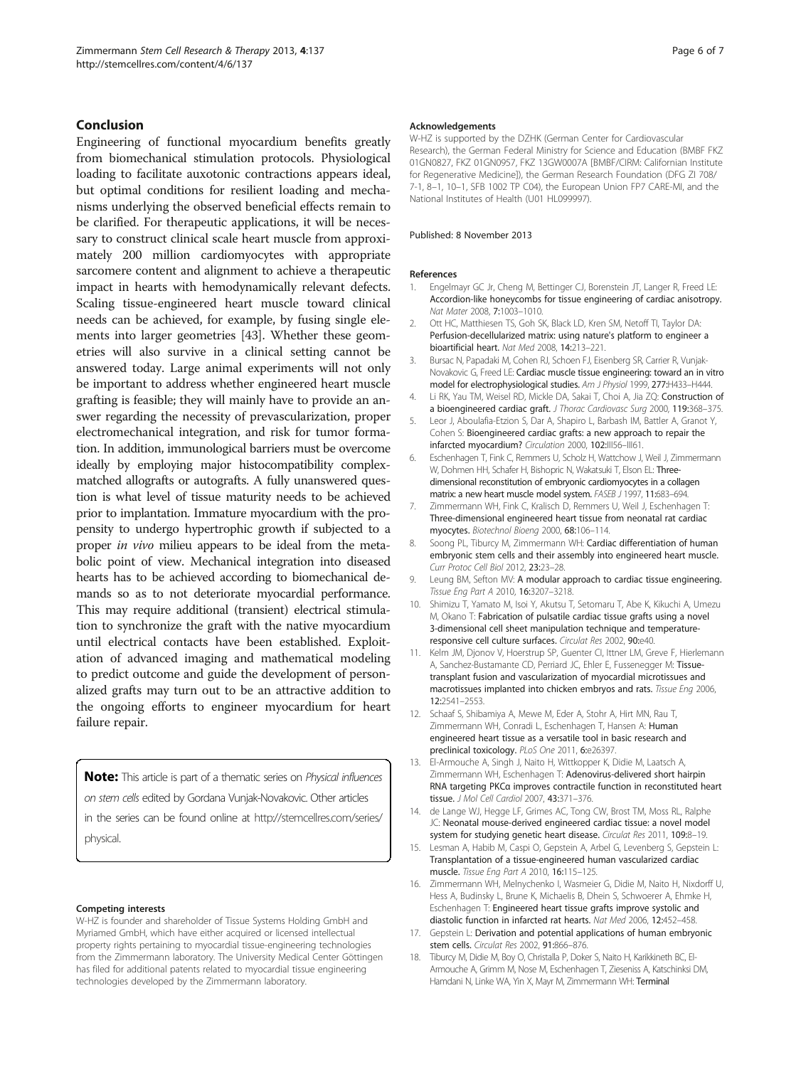## Conclusion

Engineering of functional myocardium benefits greatly from biomechanical stimulation protocols. Physiological loading to facilitate auxotonic contractions appears ideal, but optimal conditions for resilient loading and mechanisms underlying the observed beneficial effects remain to be clarified. For therapeutic applications, it will be necessary to construct clinical scale heart muscle from approximately 200 million cardiomyocytes with appropriate sarcomere content and alignment to achieve a therapeutic impact in hearts with hemodynamically relevant defects. Scaling tissue-engineered heart muscle toward clinical needs can be achieved, for example, by fusing single elements into larger geometries [43]. Whether these geometries will also survive in a clinical setting cannot be answered today. Large animal experiments will not only be important to address whether engineered heart muscle grafting is feasible; they will mainly have to provide an answer regarding the necessity of prevascularization, proper electromechanical integration, and risk for tumor formation. In addition, immunological barriers must be overcome ideally by employing major histocompatibility complex-matched allografts or autografts. A fully unanswered question is what level of tissue maturity needs to be achieved prior to implantation. Immature myocardium with the propensity to undergo hypertrophic growth if subjected to a proper *in vivo* milieu appears to be ideal from the metabolic point of view. Mechanical integration into diseased hearts has to be achieved according to biomechanical demands so as to not deteriorate myocardial performance. This may require additional (transient) electrical stimulation to synchronize the graft with the native myocardium until electrical contacts have been established. Exploitation of advanced imaging and mathematical modeling to predict outcome and guide the development of personalized grafts may turn out to be an attractive addition to the ongoing efforts to engineer myocardium for heart failure repair.

**Note:** This article is part of a thematic series on *Physical influences on stem cells* edited by Gordana Vunjak-Novakovic. Other articles in the series can be found online at http://stemcellres.com/series/physical.

#### Competing interests

W-HZ is founder and shareholder of Tissue Systems Holding GmbH and Myriamed GmbH, which have either acquired or licensed intellectual property rights pertaining to myocardial tissue-engineering technologies from the Zimmermann laboratory. The University Medical Center Göttingen has filed for additional patents related to myocardial tissue engineering technologies developed by the Zimmermann laboratory.

#### Acknowledgements

W-HZ is supported by the DZHK (German Center for Cardiovascular Research), the German Federal Ministry for Science and Education (BMBF FKZ 01GN0827, FKZ 01GN0957, FKZ 13GW0007A [BMBF/CIRM: Californian Institute for Regenerative Medicine]), the German Research Foundation (DFG ZI 708/7-1, 8–1, 10–1, SFB 1002 TP C04), the European Union FP7 CARE-MI, and the National Institutes of Health (U01 HL099997).

Published: 8 November 2013

#### References

1. Engelmayr GC Jr, Cheng M, Bettinger CJ, Borenstein JT, Langer R, Freed LE: **Accordion-like honeycombs for tissue engineering of cardiac anisotropy.** *Nat Mater* 2008, **7**:1003–1010.
2. Ott HC, Matthiesen TS, Goh SK, Black LD, Kren SM, Netoff TI, Taylor DA: **Perfusion-decellularized matrix: using nature's platform to engineer a bioartificial heart.** *Nat Med* 2008, **14**:213–221.
3. Bursac N, Papadaki M, Cohen RJ, Schoen FJ, Eisenberg SR, Carrier R, Vunjak-Novakovic G, Freed LE: **Cardiac muscle tissue engineering: toward an in vitro model for electrophysiological studies.** *Am J Physiol* 1999, **277**:H433–H444.
4. Li RK, Yau TM, Weisel RD, Mickle DA, Sakai T, Choi A, Jia ZQ: **Construction of a bioengineered cardiac graft.** *J Thorac Cardiovasc Surg* 2000, **119**:368–375.
5. Leor J, Aboulafia-Etzion S, Dar A, Shapiro L, Barbash IM, Battler A, Granot Y, Cohen S: **Bioengineered cardiac grafts: a new approach to repair the infarcted myocardium?** *Circulation* 2000, **102**:III56–III61.
6. Eschenhagen T, Fink C, Remmers U, Scholz H, Wattchow J, Weil J, Zimmermann W, Dohmen HH, Schafer H, Bishopric N, Wakatsuki T, Elson EL: **Three-dimensional reconstitution of embryonic cardiomyocytes in a collagen matrix: a new heart muscle model system.** *FASEB J* 1997, **11**:683–694.
7. Zimmermann WH, Fink C, Kralisch D, Remmers U, Weil J, Eschenhagen T: **Three-dimensional engineered heart tissue from neonatal rat cardiac myocytes.** *Biotechnol Bioeng* 2000, **68**:106–114.
8. Soong PL, Tiburcy M, Zimmermann WH: **Cardiac differentiation of human embryonic stem cells and their assembly into engineered heart muscle.** *Curr Protoc Cell Biol* 2012, **23**:23–28.
9. Leung BM, Sefton MV: **A modular approach to cardiac tissue engineering.** *Tissue Eng Part A* 2010, **16**:3207–3218.
10. Shimizu T, Yamato M, Isoi Y, Akutsu T, Setomaru T, Abe K, Kikuchi A, Umezu M, Okano T: **Fabrication of pulsatile cardiac tissue grafts using a novel 3-dimensional cell sheet manipulation technique and temperature-responsive cell culture surfaces.** *Circulat Res* 2002, **90**:e40.
11. Kelm JM, Djonov V, Hoerstrup SP, Guenter CI, Ittner LM, Greve F, Hierlemann A, Sanchez-Bustamante CD, Perriard JC, Ehler E, Fussenegger M: **Tissue-transplant fusion and vascularization of myocardial microtissues and macrotissues implanted into chicken embryos and rats.** *Tissue Eng* 2006, **12**:2541–2553.
12. Schaaf S, Shibamiya A, Mewe M, Eder A, Stohr A, Hirt MN, Rau T, Zimmermann WH, Conradi L, Eschenhagen T, Hansen A: **Human engineered heart tissue as a versatile tool in basic research and preclinical toxicology.** *PLoS One* 2011, **6**:e26397.
13. El-Armouche A, Singh J, Naito H, Wittkopper K, Didie M, Laatsch A, Zimmermann WH, Eschenhagen T: **Adenovirus-delivered short hairpin RNA targeting PKCα improves contractile function in reconstituted heart tissue.** *J Mol Cell Cardiol* 2007, **43**:371–376.
14. de Lange WJ, Hegge LF, Grimes AC, Tong CW, Brost TM, Moss RL, Ralphe JC: **Neonatal mouse-derived engineered cardiac tissue: a novel model system for studying genetic heart disease.** *Circulat Res* 2011, **109**:8–19.
15. Lesman A, Habib M, Caspi O, Gepstein A, Arbel G, Levenberg S, Gepstein L: **Transplantation of a tissue-engineered human vascularized cardiac muscle.** *Tissue Eng Part A* 2010, **16**:115–125.
16. Zimmermann WH, Melnychenko I, Wasmeier G, Didie M, Naito H, Nixdorff U, Hess A, Budinsky L, Brune K, Michaelis B, Dhein S, Schwoerer A, Ehmke H, Eschenhagen T: **Engineered heart tissue grafts improve systolic and diastolic function in infarcted rat hearts.** *Nat Med* 2006, **12**:452–458.
17. Gepstein L: **Derivation and potential applications of human embryonic stem cells.** *Circulat Res* 2002, **91**:866–876.
18. Tiburcy M, Didie M, Boy O, Christalla P, Doker S, Naito H, Karikkineth BC, El-Armouche A, Grimm M, Nose M, Eschenhagen T, Zieseniss A, Katschinksi DM, Hamdani N, Linke WA, Yin X, Mayr M, Zimmermann WH: **Terminal**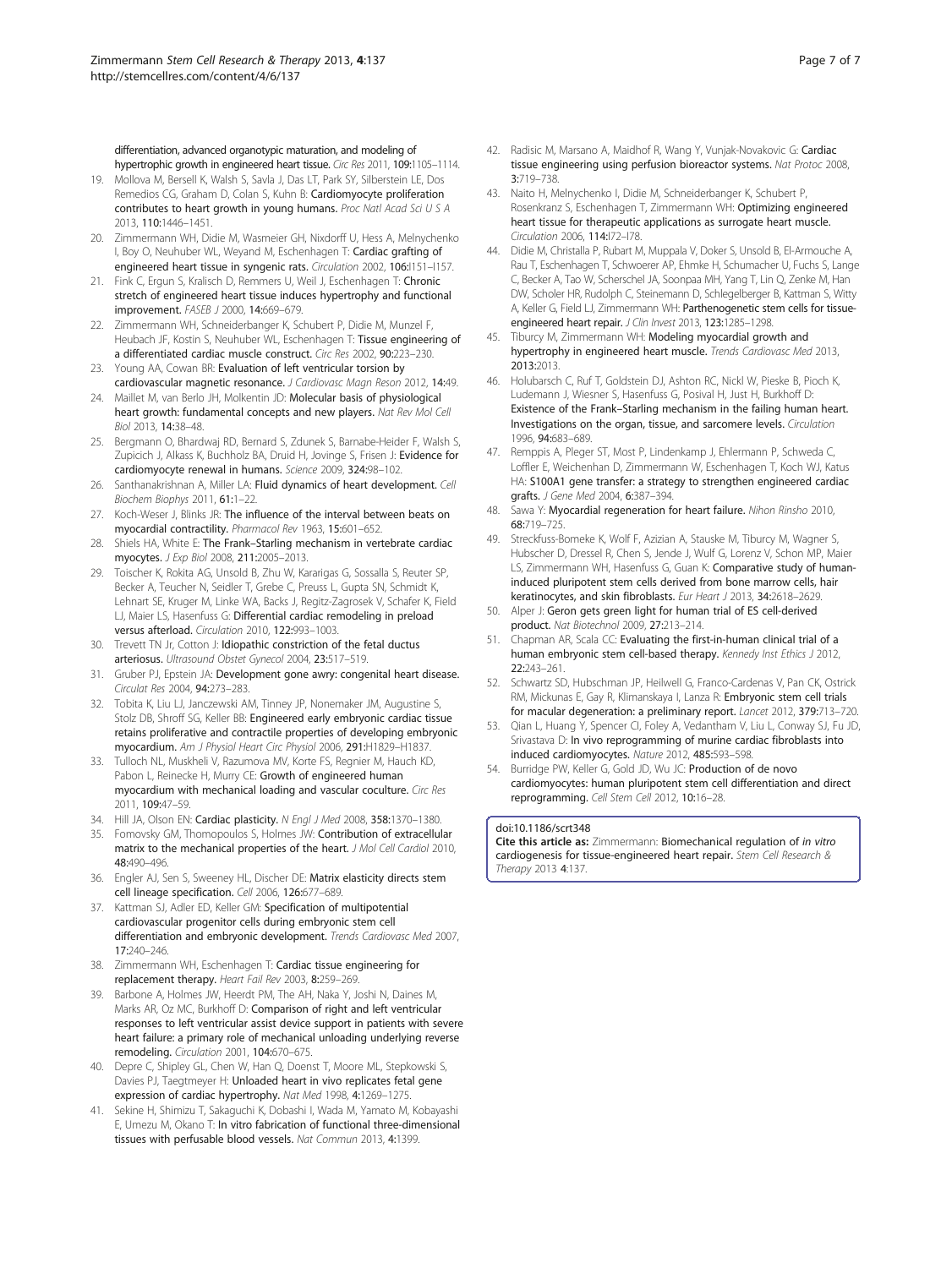differentiation, advanced organotypic maturation, and modeling of hypertrophic growth in engineered heart tissue. *Circ Res* 2011, **109**:1105–1114.

19. Mollova M, Bersell K, Walsh S, Savla J, Das LT, Park SY, Silberstein LE, Dos Remedios CG, Graham D, Colan S, Kuhn B: **Cardiomyocyte proliferation contributes to heart growth in young humans.** *Proc Natl Acad Sci U S A* 2013, **110**:1446–1451.
20. Zimmermann WH, Didie M, Wasmeier GH, Nixdorff U, Hess A, Melnychenko I, Boy O, Neuhuber WL, Weyand M, Eschenhagen T: **Cardiac grafting of engineered heart tissue in syngenic rats.** *Circulation* 2002, **106**:I151–I157.
21. Fink C, Ergun S, Kralisch D, Remmers U, Weil J, Eschenhagen T: **Chronic stretch of engineered heart tissue induces hypertrophy and functional improvement.** *FASEB J* 2000, **14**:669–679.
22. Zimmermann WH, Schneiderbanger K, Schubert P, Didie M, Munzel F, Heubach JF, Kostin S, Neuhuber WL, Eschenhagen T: **Tissue engineering of a differentiated cardiac muscle construct.** *Circ Res* 2002, **90**:223–230.
23. Young AA, Cowan BR: **Evaluation of left ventricular torsion by cardiovascular magnetic resonance.** *J Cardiovasc Magn Reson* 2012, **14**:49.
24. Maillet M, van Berlo JH, Molkentin JD: **Molecular basis of physiological heart growth: fundamental concepts and new players.** *Nat Rev Mol Cell Biol* 2013, **14**:38–48.
25. Bergmann O, Bhardwaj RD, Bernard S, Zdunek S, Barnabe-Heider F, Walsh S, Zupicich J, Alkass K, Buchholz BA, Druid H, Jovinge S, Frisen J: **Evidence for cardiomyocyte renewal in humans.** *Science* 2009, **324**:98–102.
26. Santhanakrishnan A, Miller LA: **Fluid dynamics of heart development.** *Cell Biochem Biophys* 2011, **61**:1–22.
27. Koch-Weser J, Blinks JR: **The influence of the interval between beats on myocardial contractility.** *Pharmacol Rev* 1963, **15**:601–652.
28. Shiels HA, White E: **The Frank–Starling mechanism in vertebrate cardiac myocytes.** *J Exp Biol* 2008, **211**:2005–2013.
29. Toischer K, Rokita AG, Unsold B, Zhu W, Kararigas G, Sossalla S, Reuter SP, Becker A, Teucher N, Seidler T, Grebe C, Preuss L, Gupta SN, Schmidt K, Lehnart SE, Kruger M, Linke WA, Backs J, Regitz-Zagrosek V, Schafer K, Field LJ, Maier LS, Hasenfuss G: **Differential cardiac remodeling in preload versus afterload.** *Circulation* 2010, **122**:993–1003.
30. Trevett TN Jr, Cotton J: **Idiopathic constriction of the fetal ductus arteriosus.** *Ultrasound Obstet Gynecol* 2004, **23**:517–519.
31. Gruber PJ, Epstein JA: **Development gone awry: congenital heart disease.** *Circulat Res* 2004, **94**:273–283.
32. Tobita K, Liu LJ, Janczewski AM, Tinney JP, Nonemaker JM, Augustine S, Stolz DB, Shroff SG, Keller BB: **Engineered early embryonic cardiac tissue retains proliferative and contractile properties of developing embryonic myocardium.** *Am J Physiol Heart Circ Physiol* 2006, **291**:H1829–H1837.
33. Tulloch NL, Muskheli V, Razumova MV, Korte FS, Regnier M, Hauch KD, Pabon L, Reinecke H, Murry CE: **Growth of engineered human myocardium with mechanical loading and vascular coculture.** *Circ Res* 2011, **109**:47–59.
34. Hill JA, Olson EN: **Cardiac plasticity.** *N Engl J Med* 2008, **358**:1370–1380.
35. Fomovsky GM, Thomopoulos S, Holmes JW: **Contribution of extracellular matrix to the mechanical properties of the heart.** *J Mol Cell Cardiol* 2010, **48**:490–496.
36. Engler AJ, Sen S, Sweeney HL, Discher DE: **Matrix elasticity directs stem cell lineage specification.** *Cell* 2006, **126**:677–689.
37. Kattman SJ, Adler ED, Keller GM: **Specification of multipotential cardiovascular progenitor cells during embryonic stem cell differentiation and embryonic development.** *Trends Cardiovasc Med* 2007, **17**:240–246.
38. Zimmermann WH, Eschenhagen T: **Cardiac tissue engineering for replacement therapy.** *Heart Fail Rev* 2003, **8**:259–269.
39. Barbone A, Holmes JW, Heerdt PM, The AH, Naka Y, Joshi N, Daines M, Marks AR, Oz MC, Burkhoff D: **Comparison of right and left ventricular responses to left ventricular assist device support in patients with severe heart failure: a primary role of mechanical unloading underlying reverse remodeling.** *Circulation* 2001, **104**:670–675.
40. Depre C, Shipley GL, Chen W, Han Q, Doenst T, Moore ML, Stepkowski S, Davies PJ, Taegtmeyer H: **Unloaded heart in vivo replicates fetal gene expression of cardiac hypertrophy.** *Nat Med* 1998, **4**:1269–1275.
41. Sekine H, Shimizu T, Sakaguchi K, Dobashi I, Wada M, Yamato M, Kobayashi E, Umezu M, Okano T: **In vitro fabrication of functional three-dimensional tissues with perfusable blood vessels.** *Nat Commun* 2013, **4**:1399.
42. Radisic M, Marsano A, Maidhof R, Wang Y, Vunjak-Novakovic G: **Cardiac tissue engineering using perfusion bioreactor systems.** *Nat Protoc* 2008, **3**:719–738.
43. Naito H, Melnychenko I, Didie M, Schneiderbanger K, Schubert P, Rosenkranz S, Eschenhagen T, Zimmermann WH: **Optimizing engineered heart tissue for therapeutic applications as surrogate heart muscle.** *Circulation* 2006, **114**:I72–I78.
44. Didie M, Christalla P, Rubart M, Muppala V, Doker S, Unsold B, El-Armouche A, Rau T, Eschenhagen T, Schwoerer AP, Ehmke H, Schumacher U, Fuchs S, Lange C, Becker A, Tao W, Scherschel JA, Soonpaa MH, Yang T, Lin Q, Zenke M, Han DW, Scholer HR, Rudolph C, Steinemann D, Schlegelberger B, Kattman S, Witty A, Keller G, Field LJ, Zimmermann WH: **Parthenogenetic stem cells for tissue-engineered heart repair.** *J Clin Invest* 2013, **123**:1285–1298.
45. Tiburcy M, Zimmermann WH: **Modeling myocardial growth and hypertrophy in engineered heart muscle.** *Trends Cardiovasc Med* 2013, **2013**:2013.
46. Holubarsch C, Ruf T, Goldstein DJ, Ashton RC, Nickl W, Pieske B, Pioch K, Ludemann J, Wiesner S, Hasenfuss G, Posival H, Just H, Burkhoff D: **Existence of the Frank–Starling mechanism in the failing human heart. Investigations on the organ, tissue, and sarcomere levels.** *Circulation* 1996, **94**:683–689.
47. Remppis A, Pleger ST, Most P, Lindenkamp J, Ehlermann P, Schweda C, Loffler E, Weichenhan D, Zimmermann W, Eschenhagen T, Koch WJ, Katus HA: **S100A1 gene transfer: a strategy to strengthen engineered cardiac grafts.** *J Gene Med* 2004, **6**:387–394.
48. Sawa Y: **Myocardial regeneration for heart failure.** *Nihon Rinsho* 2010, **68**:719–725.
49. Streckfuss-Bomeke K, Wolf F, Azizian A, Stauske M, Tiburcy M, Wagner S, Hubscher D, Dressel R, Chen S, Jende J, Wulf G, Lorenz V, Schon MP, Maier LS, Zimmermann WH, Hasenfuss G, Guan K: **Comparative study of human-induced pluripotent stem cells derived from bone marrow cells, hair keratinocytes, and skin fibroblasts.** *Eur Heart J* 2013, **34**:2618–2629.
50. Alper J: **Geron gets green light for human trial of ES cell-derived product.** *Nat Biotechnol* 2009, **27**:213–214.
51. Chapman AR, Scala CC: **Evaluating the first-in-human clinical trial of a human embryonic stem cell-based therapy.** *Kennedy Inst Ethics J* 2012, **22**:243–261.
52. Schwartz SD, Hubschman JP, Heilwell G, Franco-Cardenas V, Pan CK, Ostrick RM, Mickunas E, Gay R, Klimanskaya I, Lanza R: **Embryonic stem cell trials for macular degeneration: a preliminary report.** *Lancet* 2012, **379**:713–720.
53. Qian L, Huang Y, Spencer CI, Foley A, Vedantham V, Liu L, Conway SJ, Fu JD, Srivastava D: **In vivo reprogramming of murine cardiac fibroblasts into induced cardiomyocytes.** *Nature* 2012, **485**:593–598.
54. Burridge PW, Keller G, Gold JD, Wu JC: **Production of de novo cardiomyocytes: human pluripotent stem cell differentiation and direct reprogramming.** *Cell Stem Cell* 2012, **10**:16–28.

doi:10.1186/scrt348

**Cite this article as:** Zimmermann: Biomechanical regulation of *in vitro* cardiogenesis for tissue-engineered heart repair. *Stem Cell Research & Therapy* 2013 **4**:137.